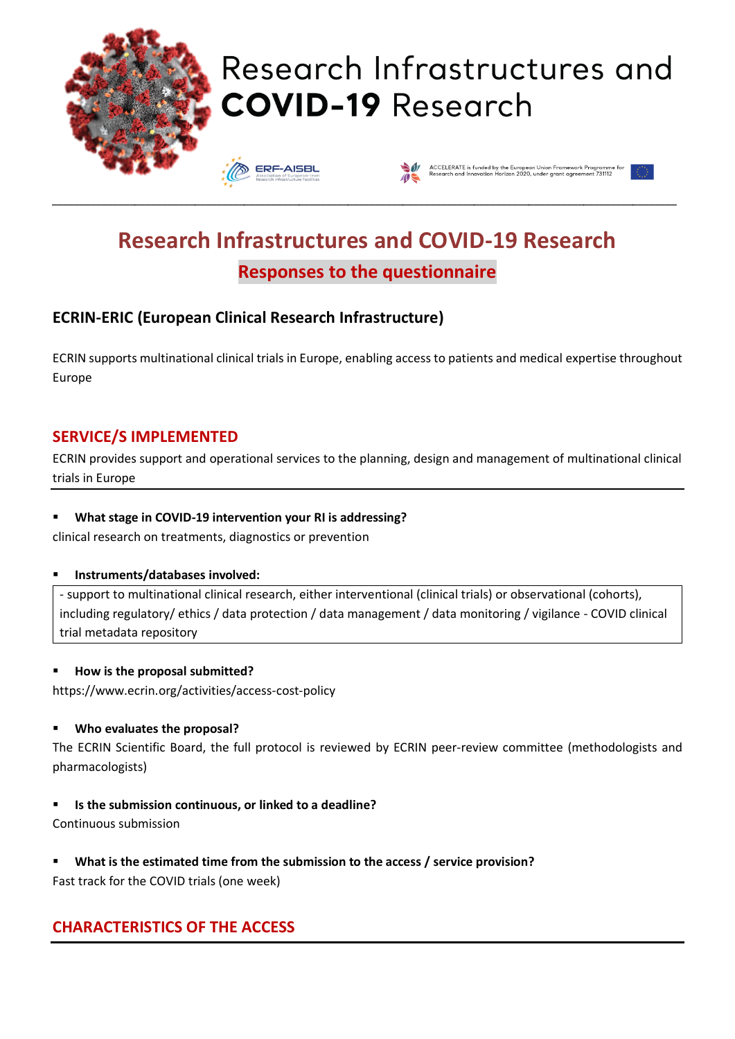# Research Infrastructures and COVID-19 Research

ERF-AISBL Association of European-level Research Infrastructure Facilities

ACCELERATE is funded by the European Union Framework Programme for Research and Innovation Horizon 2020, under grant agreement 731112

## Research Infrastructures and COVID-19 Research

### Responses to the questionnaire

### ECRIN-ERIC (European Clinical Research Infrastructure)

ECRIN supports multinational clinical trials in Europe, enabling access to patients and medical expertise throughout Europe

## SERVICE/S IMPLEMENTED

ECRIN provides support and operational services to the planning, design and management of multinational clinical trials in Europe

- **What stage in COVID-19 intervention your RI is addressing?**

clinical research on treatments, diagnostics or prevention

- **Instruments/databases involved:**

- support to multinational clinical research, either interventional (clinical trials) or observational (cohorts), including regulatory/ ethics / data protection / data management / data monitoring / vigilance - COVID clinical trial metadata repository

- **How is the proposal submitted?**

https://www.ecrin.org/activities/access-cost-policy

- **Who evaluates the proposal?**

The ECRIN Scientific Board, the full protocol is reviewed by ECRIN peer-review committee (methodologists and pharmacologists)

- **Is the submission continuous, or linked to a deadline?**

Continuous submission

- **What is the estimated time from the submission to the access / service provision?**

Fast track for the COVID trials (one week)

## CHARACTERISTICS OF THE ACCESS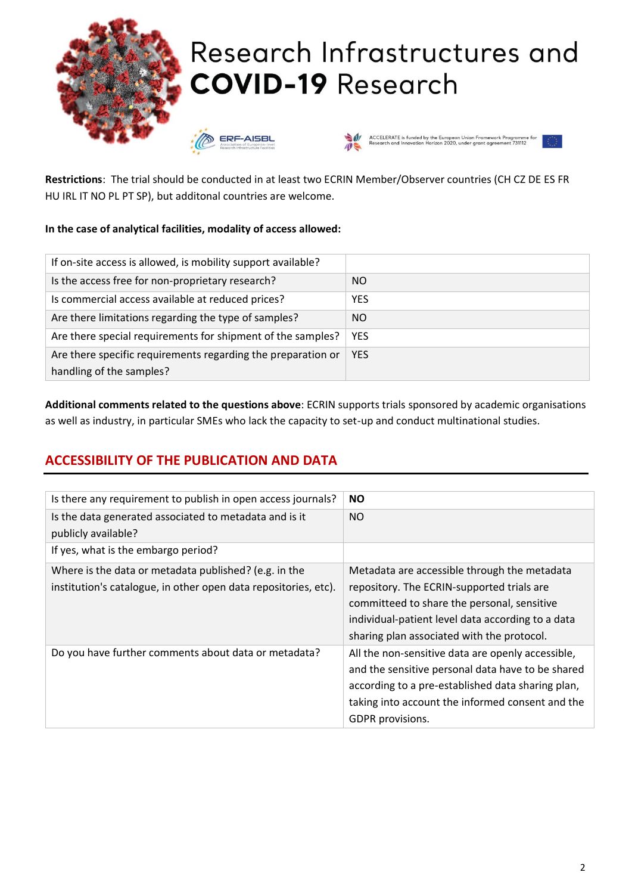**Restrictions**: The trial should be conducted in at least two ECRIN Member/Observer countries (CH CZ DE ES FR HU IRL IT NO PL PT SP), but additonal countries are welcome.

**In the case of analytical facilities, modality of access allowed:**

| | |
|---|---|
| If on-site access is allowed, is mobility support available? | |
| Is the access free for non-proprietary research? | NO |
| Is commercial access available at reduced prices? | YES |
| Are there limitations regarding the type of samples? | NO |
| Are there special requirements for shipment of the samples? | YES |
| Are there specific requirements regarding the preparation or handling of the samples? | YES |

**Additional comments related to the questions above**: ECRIN supports trials sponsored by academic organisations as well as industry, in particular SMEs who lack the capacity to set-up and conduct multinational studies.

## ACCESSIBILITY OF THE PUBLICATION AND DATA

| | |
|---|---|
| Is there any requirement to publish in open access journals? | **NO** |
| Is the data generated associated to metadata and is it publicly available? | NO |
| If yes, what is the embargo period? | |
| Where is the data or metadata published? (e.g. in the institution's catalogue, in other open data repositories, etc). | Metadata are accessible through the metadata repository. The ECRIN-supported trials are committeed to share the personal, sensitive individual-patient level data according to a data sharing plan associated with the protocol. |
| Do you have further comments about data or metadata? | All the non-sensitive data are openly accessible, and the sensitive personal data have to be shared according to a pre-established data sharing plan, taking into account the informed consent and the GDPR provisions. |